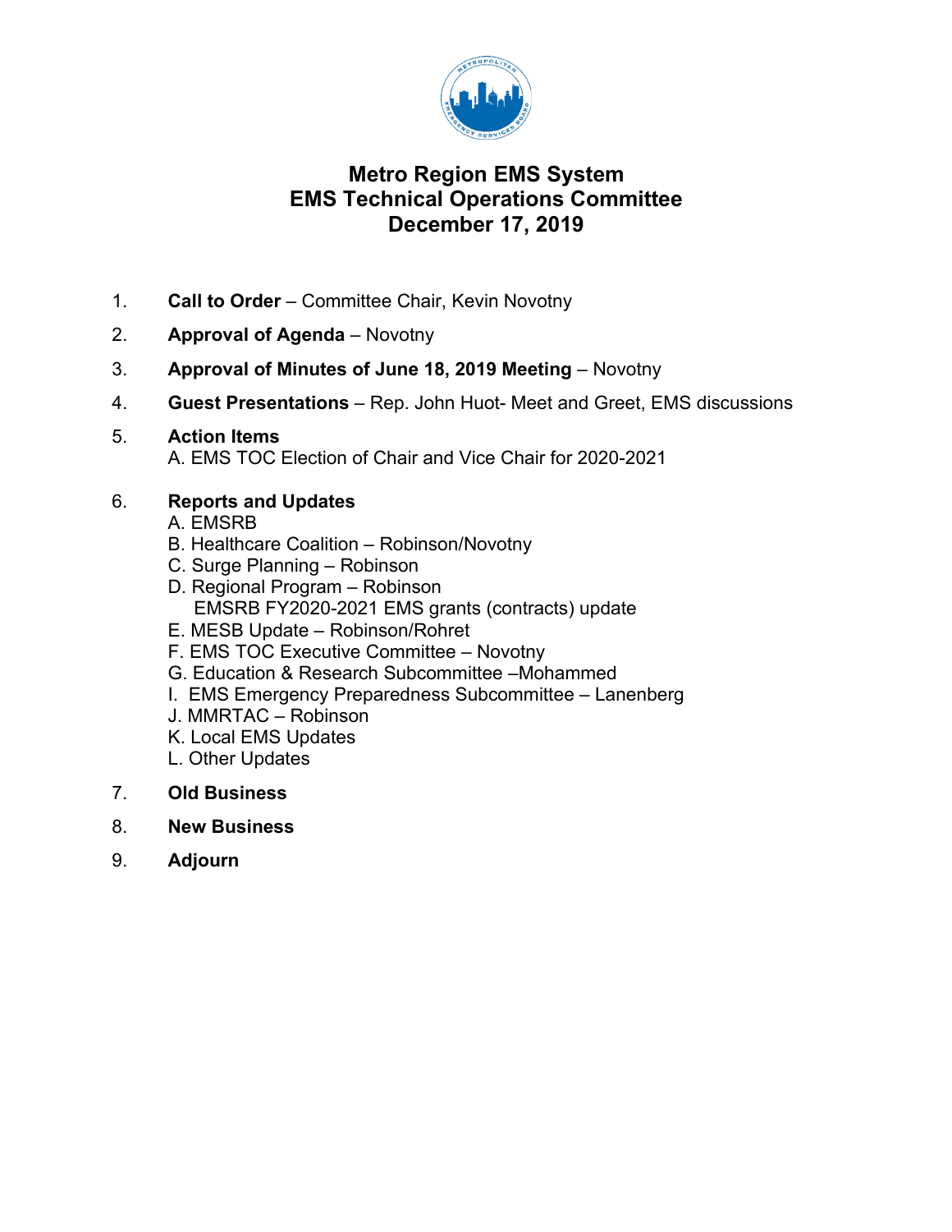# Metro Region EMS System
# EMS Technical Operations Committee
# December 17, 2019

1. **Call to Order** – Committee Chair, Kevin Novotny
2. **Approval of Agenda** – Novotny
3. **Approval of Minutes of June 18, 2019 Meeting** – Novotny
4. **Guest Presentations** – Rep. John Huot- Meet and Greet, EMS discussions
5. **Action Items**
   A. EMS TOC Election of Chair and Vice Chair for 2020-2021
6. **Reports and Updates**
   A. EMSRB
   B. Healthcare Coalition – Robinson/Novotny
   C. Surge Planning – Robinson
   D. Regional Program – Robinson
      EMSRB FY2020-2021 EMS grants (contracts) update
   E. MESB Update – Robinson/Rohret
   F. EMS TOC Executive Committee – Novotny
   G. Education & Research Subcommittee –Mohammed
   I. EMS Emergency Preparedness Subcommittee – Lanenberg
   J. MMRTAC – Robinson
   K. Local EMS Updates
   L. Other Updates
7. **Old Business**
8. **New Business**
9. **Adjourn**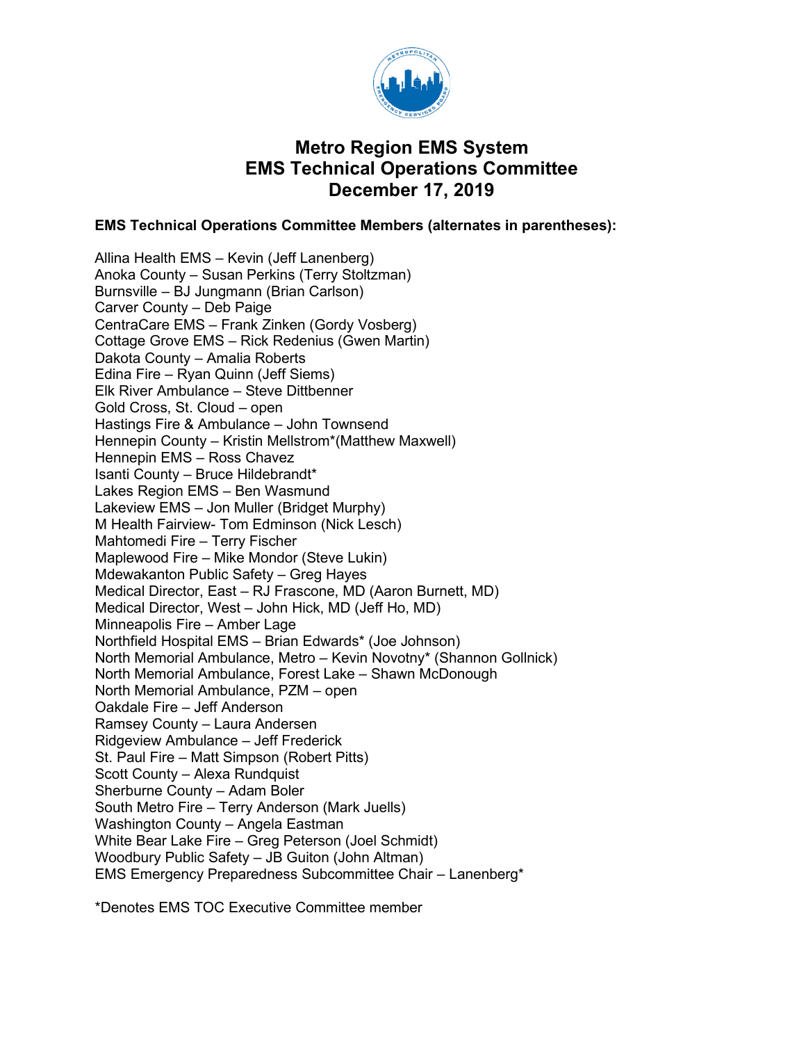# Metro Region EMS System
# EMS Technical Operations Committee
# December 17, 2019

**EMS Technical Operations Committee Members (alternates in parentheses):**

Allina Health EMS – Kevin (Jeff Lanenberg)
Anoka County – Susan Perkins (Terry Stoltzman)
Burnsville – BJ Jungmann (Brian Carlson)
Carver County – Deb Paige
CentraCare EMS – Frank Zinken (Gordy Vosberg)
Cottage Grove EMS – Rick Redenius (Gwen Martin)
Dakota County – Amalia Roberts
Edina Fire – Ryan Quinn (Jeff Siems)
Elk River Ambulance – Steve Dittbenner
Gold Cross, St. Cloud – open
Hastings Fire & Ambulance – John Townsend
Hennepin County – Kristin Mellstrom*(Matthew Maxwell)
Hennepin EMS – Ross Chavez
Isanti County – Bruce Hildebrandt*
Lakes Region EMS – Ben Wasmund
Lakeview EMS – Jon Muller (Bridget Murphy)
M Health Fairview- Tom Edminson (Nick Lesch)
Mahtomedi Fire – Terry Fischer
Maplewood Fire – Mike Mondor (Steve Lukin)
Mdewakanton Public Safety – Greg Hayes
Medical Director, East – RJ Frascone, MD (Aaron Burnett, MD)
Medical Director, West – John Hick, MD (Jeff Ho, MD)
Minneapolis Fire – Amber Lage
Northfield Hospital EMS – Brian Edwards* (Joe Johnson)
North Memorial Ambulance, Metro – Kevin Novotny* (Shannon Gollnick)
North Memorial Ambulance, Forest Lake – Shawn McDonough
North Memorial Ambulance, PZM – open
Oakdale Fire – Jeff Anderson
Ramsey County – Laura Andersen
Ridgeview Ambulance – Jeff Frederick
St. Paul Fire – Matt Simpson (Robert Pitts)
Scott County – Alexa Rundquist
Sherburne County – Adam Boler
South Metro Fire – Terry Anderson (Mark Juells)
Washington County – Angela Eastman
White Bear Lake Fire – Greg Peterson (Joel Schmidt)
Woodbury Public Safety – JB Guiton (John Altman)
EMS Emergency Preparedness Subcommittee Chair – Lanenberg*

*Denotes EMS TOC Executive Committee member